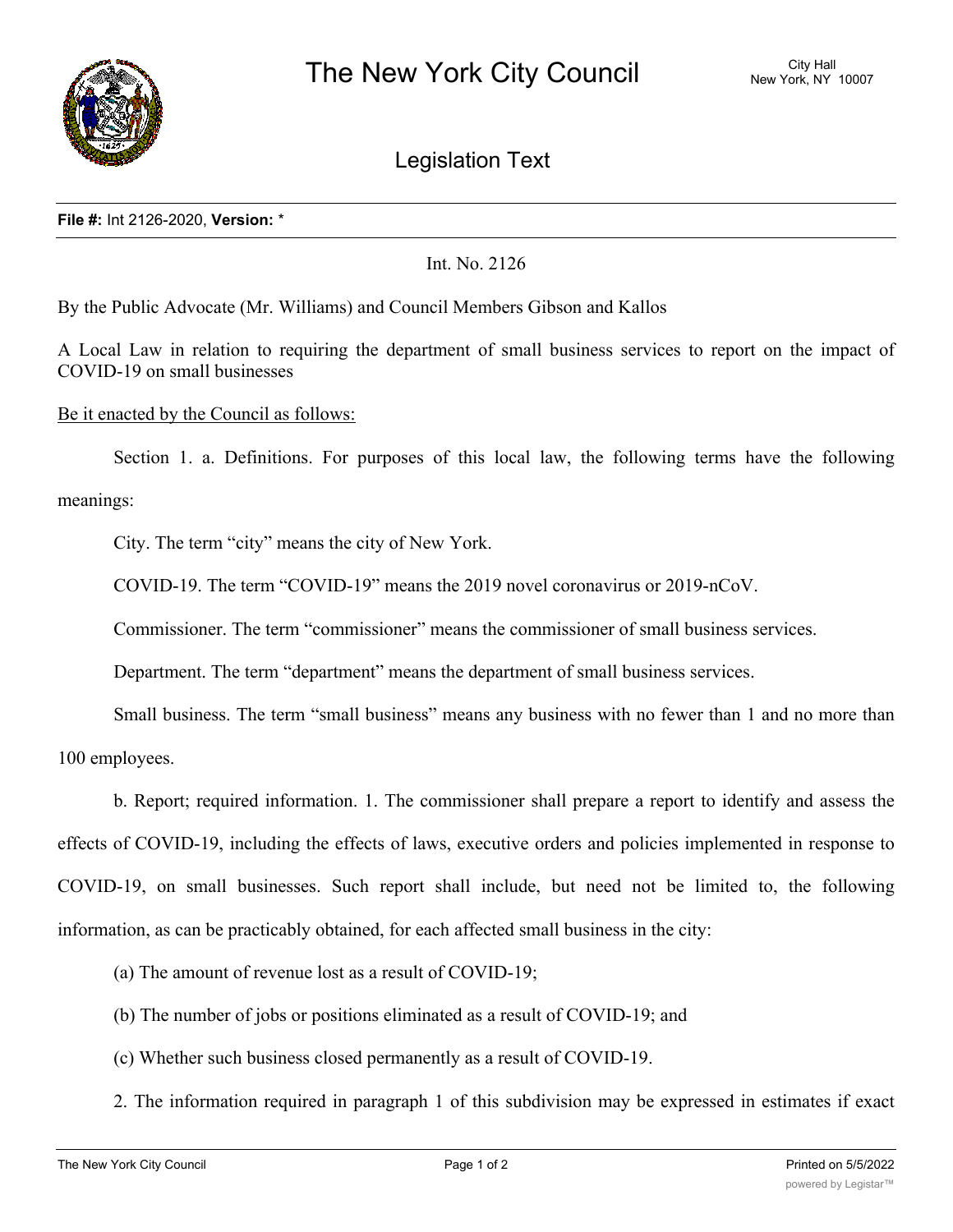# The New York City Council

City Hall
New York, NY 10007

## Legislation Text

**File #:** Int 2126-2020, **Version:** *

Int. No. 2126

By the Public Advocate (Mr. Williams) and Council Members Gibson and Kallos

A Local Law in relation to requiring the department of small business services to report on the impact of COVID-19 on small businesses

Be it enacted by the Council as follows:

Section 1. a. Definitions. For purposes of this local law, the following terms have the following meanings:

City. The term "city" means the city of New York.

COVID-19. The term "COVID-19" means the 2019 novel coronavirus or 2019-nCoV.

Commissioner. The term "commissioner" means the commissioner of small business services.

Department. The term "department" means the department of small business services.

Small business. The term "small business" means any business with no fewer than 1 and no more than 100 employees.

b. Report; required information. 1. The commissioner shall prepare a report to identify and assess the effects of COVID-19, including the effects of laws, executive orders and policies implemented in response to COVID-19, on small businesses. Such report shall include, but need not be limited to, the following information, as can be practicably obtained, for each affected small business in the city:

(a) The amount of revenue lost as a result of COVID-19;

(b) The number of jobs or positions eliminated as a result of COVID-19; and

(c) Whether such business closed permanently as a result of COVID-19.

2. The information required in paragraph 1 of this subdivision may be expressed in estimates if exact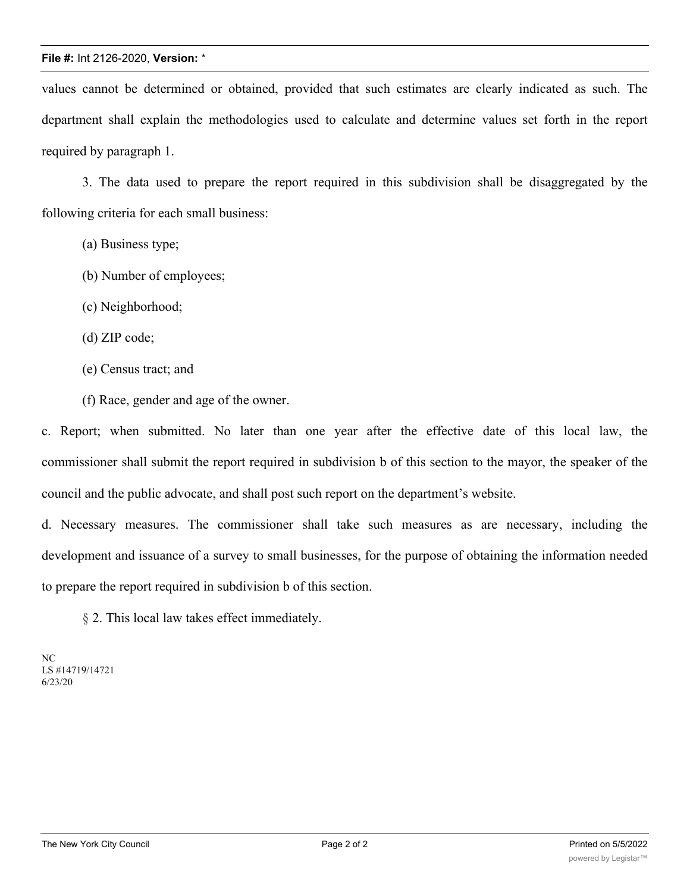values cannot be determined or obtained, provided that such estimates are clearly indicated as such. The department shall explain the methodologies used to calculate and determine values set forth in the report required by paragraph 1.

3. The data used to prepare the report required in this subdivision shall be disaggregated by the following criteria for each small business:

(a) Business type;

(b) Number of employees;

(c) Neighborhood;

(d) ZIP code;

(e) Census tract; and

(f) Race, gender and age of the owner.

c. Report; when submitted. No later than one year after the effective date of this local law, the commissioner shall submit the report required in subdivision b of this section to the mayor, the speaker of the council and the public advocate, and shall post such report on the department's website.

d. Necessary measures. The commissioner shall take such measures as are necessary, including the development and issuance of a survey to small businesses, for the purpose of obtaining the information needed to prepare the report required in subdivision b of this section.

§ 2. This local law takes effect immediately.

NC
LS #14719/14721
6/23/20